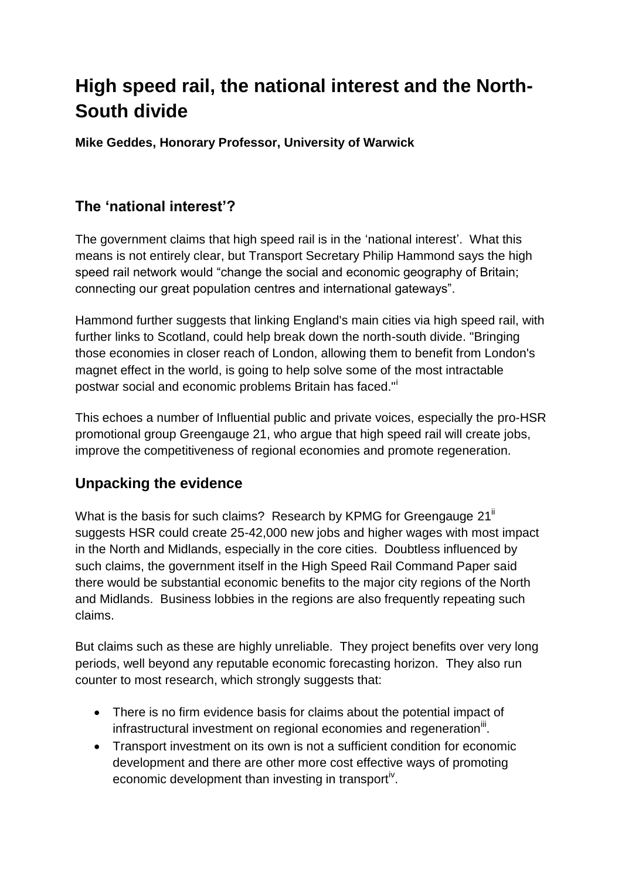# High speed rail, the national interest and the North-South divide

**Mike Geddes, Honorary Professor, University of Warwick**

## The 'national interest'?

The government claims that high speed rail is in the 'national interest'. What this means is not entirely clear, but Transport Secretary Philip Hammond says the high speed rail network would "change the social and economic geography of Britain; connecting our great population centres and international gateways".

Hammond further suggests that linking England's main cities via high speed rail, with further links to Scotland, could help break down the north-south divide. "Bringing those economies in closer reach of London, allowing them to benefit from London's magnet effect in the world, is going to help solve some of the most intractable postwar social and economic problems Britain has faced."[i]

This echoes a number of Influential public and private voices, especially the pro-HSR promotional group Greengauge 21, who argue that high speed rail will create jobs, improve the competitiveness of regional economies and promote regeneration.

## Unpacking the evidence

What is the basis for such claims? Research by KPMG for Greengauge 21[ii] suggests HSR could create 25-42,000 new jobs and higher wages with most impact in the North and Midlands, especially in the core cities. Doubtless influenced by such claims, the government itself in the High Speed Rail Command Paper said there would be substantial economic benefits to the major city regions of the North and Midlands. Business lobbies in the regions are also frequently repeating such claims.

But claims such as these are highly unreliable. They project benefits over very long periods, well beyond any reputable economic forecasting horizon. They also run counter to most research, which strongly suggests that:

- There is no firm evidence basis for claims about the potential impact of infrastructural investment on regional economies and regeneration[iii].
- Transport investment on its own is not a sufficient condition for economic development and there are other more cost effective ways of promoting economic development than investing in transport[iv].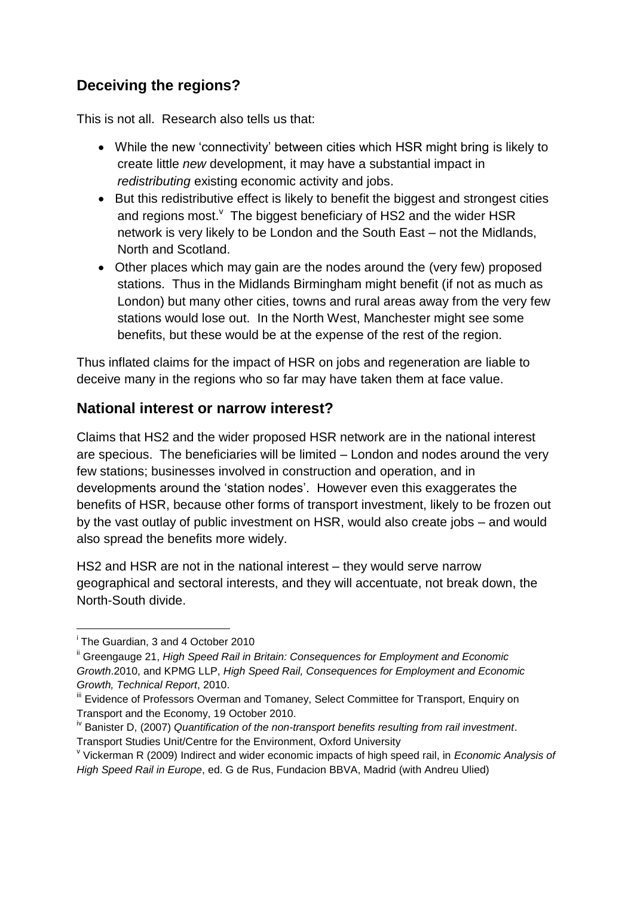## Deceiving the regions?

This is not all. Research also tells us that:

- While the new 'connectivity' between cities which HSR might bring is likely to create little *new* development, it may have a substantial impact in *redistributing* existing economic activity and jobs.
- But this redistributive effect is likely to benefit the biggest and strongest cities and regions most.[v] The biggest beneficiary of HS2 and the wider HSR network is very likely to be London and the South East – not the Midlands, North and Scotland.
- Other places which may gain are the nodes around the (very few) proposed stations. Thus in the Midlands Birmingham might benefit (if not as much as London) but many other cities, towns and rural areas away from the very few stations would lose out. In the North West, Manchester might see some benefits, but these would be at the expense of the rest of the region.

Thus inflated claims for the impact of HSR on jobs and regeneration are liable to deceive many in the regions who so far may have taken them at face value.

## National interest or narrow interest?

Claims that HS2 and the wider proposed HSR network are in the national interest are specious. The beneficiaries will be limited – London and nodes around the very few stations; businesses involved in construction and operation, and in developments around the 'station nodes'. However even this exaggerates the benefits of HSR, because other forms of transport investment, likely to be frozen out by the vast outlay of public investment on HSR, would also create jobs – and would also spread the benefits more widely.

HS2 and HSR are not in the national interest – they would serve narrow geographical and sectoral interests, and they will accentuate, not break down, the North-South divide.

---

[i] The Guardian, 3 and 4 October 2010

[ii] Greengauge 21, *High Speed Rail in Britain: Consequences for Employment and Economic Growth*.2010, and KPMG LLP, *High Speed Rail, Consequences for Employment and Economic Growth, Technical Report*, 2010.

[iii] Evidence of Professors Overman and Tomaney, Select Committee for Transport, Enquiry on Transport and the Economy, 19 October 2010.

[iv] Banister D, (2007) *Quantification of the non-transport benefits resulting from rail investment*. Transport Studies Unit/Centre for the Environment, Oxford University

[v] Vickerman R (2009) Indirect and wider economic impacts of high speed rail, in *Economic Analysis of High Speed Rail in Europe*, ed. G de Rus, Fundacion BBVA, Madrid (with Andreu Ulied)